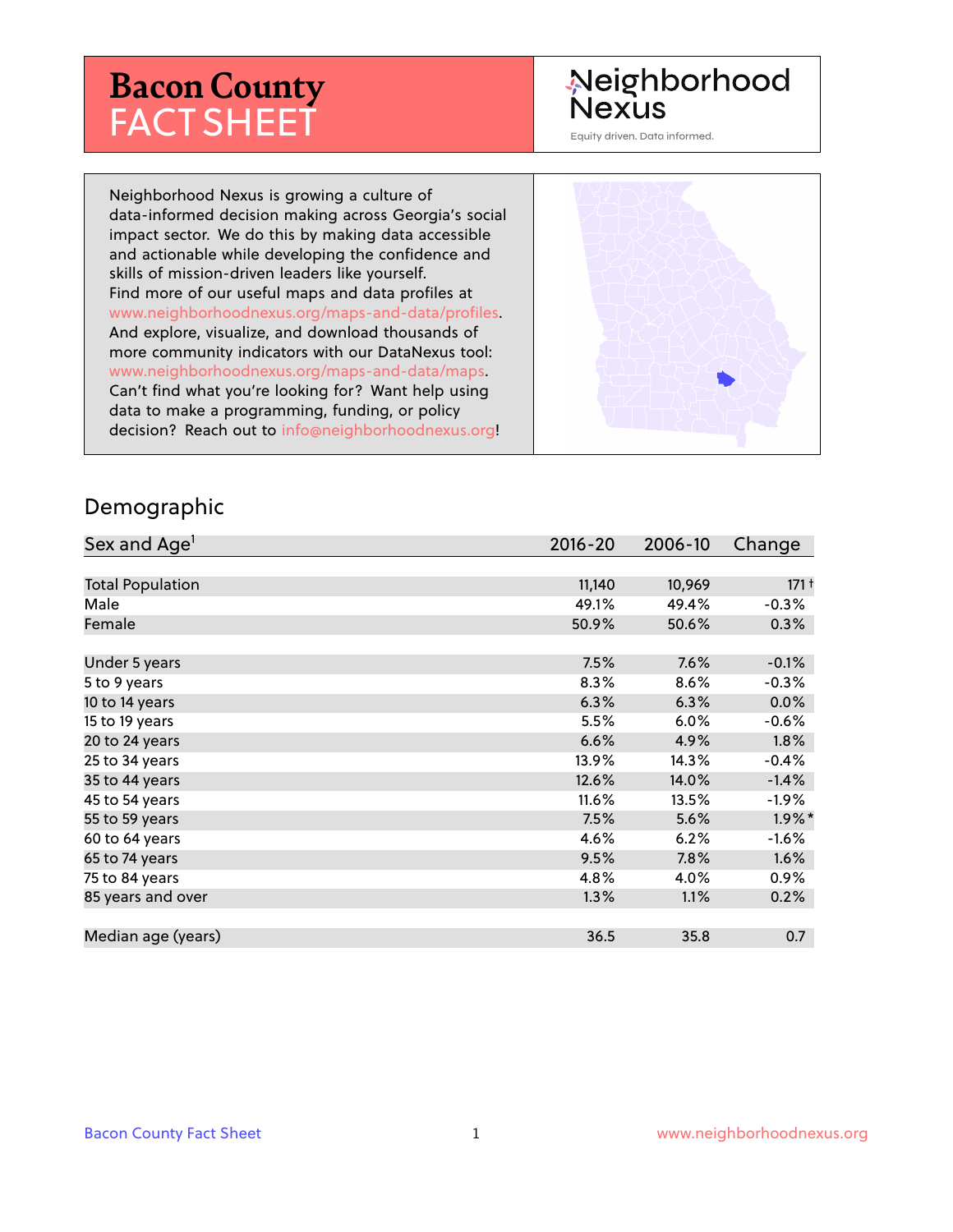# Bacon County FACT SHEET

Neighborhood Nexus

Equity driven. Data informed.

Neighborhood Nexus is growing a culture of data-informed decision making across Georgia's social impact sector. We do this by making data accessible and actionable while developing the confidence and skills of mission-driven leaders like yourself. Find more of our useful maps and data profiles at www.neighborhoodnexus.org/maps-and-data/profiles. And explore, visualize, and download thousands of more community indicators with our DataNexus tool: www.neighborhoodnexus.org/maps-and-data/maps. Can't find what you're looking for? Want help using data to make a programming, funding, or policy decision? Reach out to info@neighborhoodnexus.org!

## Demographic

| Sex and Age[1] | 2016-20 | 2006-10 | Change |
|---|---|---|---|
| Total Population | 11,140 | 10,969 | 171 † |
| Male | 49.1% | 49.4% | -0.3% |
| Female | 50.9% | 50.6% | 0.3% |
| | | | |
| Under 5 years | 7.5% | 7.6% | -0.1% |
| 5 to 9 years | 8.3% | 8.6% | -0.3% |
| 10 to 14 years | 6.3% | 6.3% | 0.0% |
| 15 to 19 years | 5.5% | 6.0% | -0.6% |
| 20 to 24 years | 6.6% | 4.9% | 1.8% |
| 25 to 34 years | 13.9% | 14.3% | -0.4% |
| 35 to 44 years | 12.6% | 14.0% | -1.4% |
| 45 to 54 years | 11.6% | 13.5% | -1.9% |
| 55 to 59 years | 7.5% | 5.6% | 1.9% * |
| 60 to 64 years | 4.6% | 6.2% | -1.6% |
| 65 to 74 years | 9.5% | 7.8% | 1.6% |
| 75 to 84 years | 4.8% | 4.0% | 0.9% |
| 85 years and over | 1.3% | 1.1% | 0.2% |
| | | | |
| Median age (years) | 36.5 | 35.8 | 0.7 |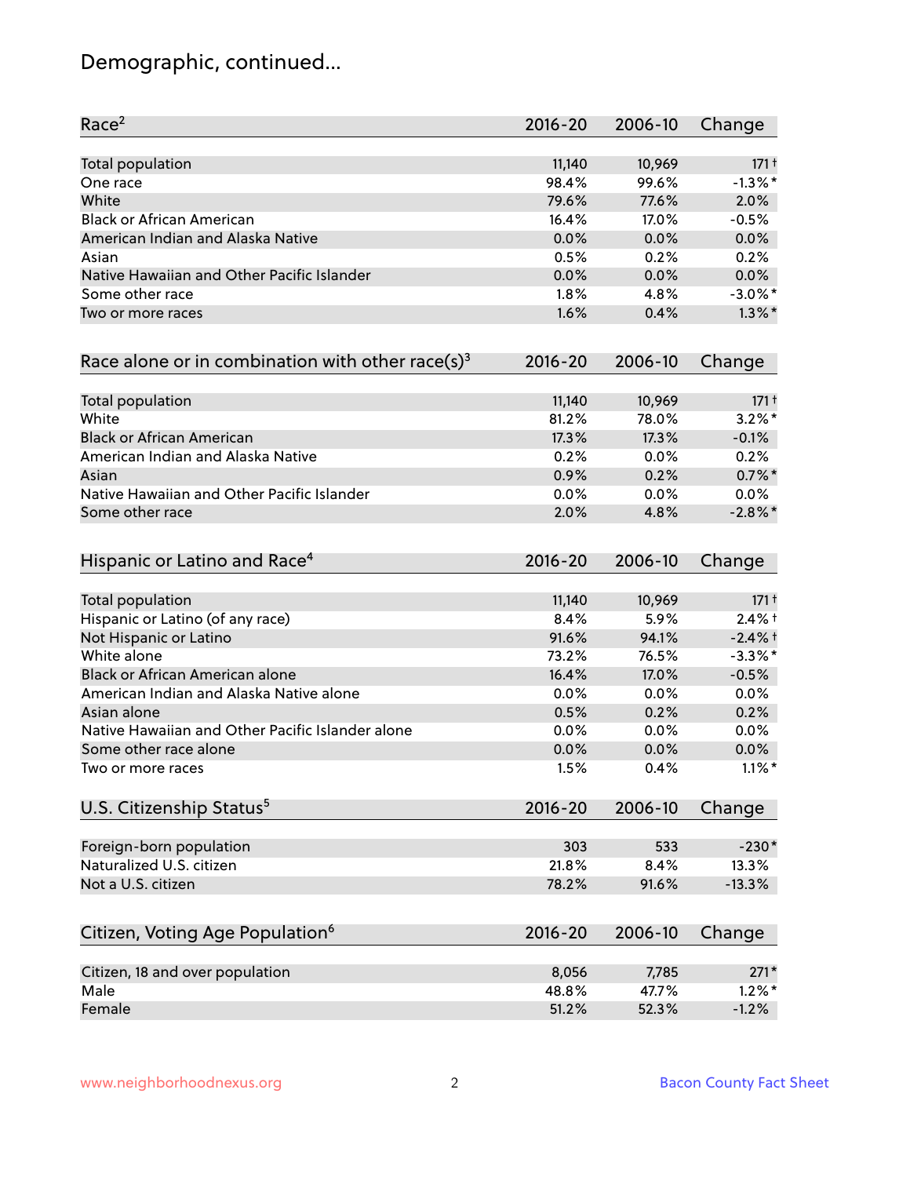# Demographic, continued...

| Race[2] | 2016-20 | 2006-10 | Change |
|---|---|---|---|
| Total population | 11,140 | 10,969 | 171† |
| One race | 98.4% | 99.6% | -1.3%* |
| White | 79.6% | 77.6% | 2.0% |
| Black or African American | 16.4% | 17.0% | -0.5% |
| American Indian and Alaska Native | 0.0% | 0.0% | 0.0% |
| Asian | 0.5% | 0.2% | 0.2% |
| Native Hawaiian and Other Pacific Islander | 0.0% | 0.0% | 0.0% |
| Some other race | 1.8% | 4.8% | -3.0%* |
| Two or more races | 1.6% | 0.4% | 1.3%* |

| Race alone or in combination with other race(s)[3] | 2016-20 | 2006-10 | Change |
|---|---|---|---|
| Total population | 11,140 | 10,969 | 171† |
| White | 81.2% | 78.0% | 3.2%* |
| Black or African American | 17.3% | 17.3% | -0.1% |
| American Indian and Alaska Native | 0.2% | 0.0% | 0.2% |
| Asian | 0.9% | 0.2% | 0.7%* |
| Native Hawaiian and Other Pacific Islander | 0.0% | 0.0% | 0.0% |
| Some other race | 2.0% | 4.8% | -2.8%* |

| Hispanic or Latino and Race[4] | 2016-20 | 2006-10 | Change |
|---|---|---|---|
| Total population | 11,140 | 10,969 | 171† |
| Hispanic or Latino (of any race) | 8.4% | 5.9% | 2.4%† |
| Not Hispanic or Latino | 91.6% | 94.1% | -2.4%† |
| White alone | 73.2% | 76.5% | -3.3%* |
| Black or African American alone | 16.4% | 17.0% | -0.5% |
| American Indian and Alaska Native alone | 0.0% | 0.0% | 0.0% |
| Asian alone | 0.5% | 0.2% | 0.2% |
| Native Hawaiian and Other Pacific Islander alone | 0.0% | 0.0% | 0.0% |
| Some other race alone | 0.0% | 0.0% | 0.0% |
| Two or more races | 1.5% | 0.4% | 1.1%* |

| U.S. Citizenship Status[5] | 2016-20 | 2006-10 | Change |
|---|---|---|---|
| Foreign-born population | 303 | 533 | -230* |
| Naturalized U.S. citizen | 21.8% | 8.4% | 13.3% |
| Not a U.S. citizen | 78.2% | 91.6% | -13.3% |

| Citizen, Voting Age Population[6] | 2016-20 | 2006-10 | Change |
|---|---|---|---|
| Citizen, 18 and over population | 8,056 | 7,785 | 271* |
| Male | 48.8% | 47.7% | 1.2%* |
| Female | 51.2% | 52.3% | -1.2% |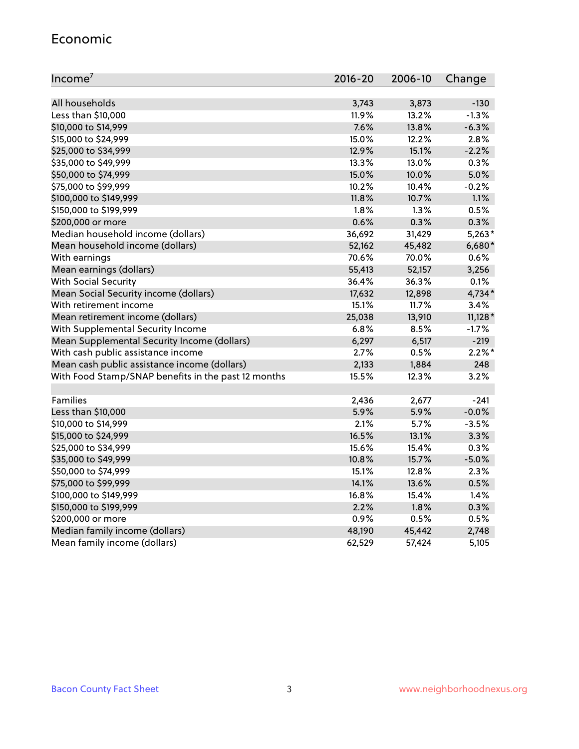## Economic

| Income[7] | 2016-20 | 2006-10 | Change |
|---|---|---|---|
| All households | 3,743 | 3,873 | -130 |
| Less than $10,000 | 11.9% | 13.2% | -1.3% |
| $10,000 to $14,999 | 7.6% | 13.8% | -6.3% |
| $15,000 to $24,999 | 15.0% | 12.2% | 2.8% |
| $25,000 to $34,999 | 12.9% | 15.1% | -2.2% |
| $35,000 to $49,999 | 13.3% | 13.0% | 0.3% |
| $50,000 to $74,999 | 15.0% | 10.0% | 5.0% |
| $75,000 to $99,999 | 10.2% | 10.4% | -0.2% |
| $100,000 to $149,999 | 11.8% | 10.7% | 1.1% |
| $150,000 to $199,999 | 1.8% | 1.3% | 0.5% |
| $200,000 or more | 0.6% | 0.3% | 0.3% |
| Median household income (dollars) | 36,692 | 31,429 | 5,263* |
| Mean household income (dollars) | 52,162 | 45,482 | 6,680* |
| With earnings | 70.6% | 70.0% | 0.6% |
| Mean earnings (dollars) | 55,413 | 52,157 | 3,256 |
| With Social Security | 36.4% | 36.3% | 0.1% |
| Mean Social Security income (dollars) | 17,632 | 12,898 | 4,734* |
| With retirement income | 15.1% | 11.7% | 3.4% |
| Mean retirement income (dollars) | 25,038 | 13,910 | 11,128* |
| With Supplemental Security Income | 6.8% | 8.5% | -1.7% |
| Mean Supplemental Security Income (dollars) | 6,297 | 6,517 | -219 |
| With cash public assistance income | 2.7% | 0.5% | 2.2%* |
| Mean cash public assistance income (dollars) | 2,133 | 1,884 | 248 |
| With Food Stamp/SNAP benefits in the past 12 months | 15.5% | 12.3% | 3.2% |
| | | | |
| Families | 2,436 | 2,677 | -241 |
| Less than $10,000 | 5.9% | 5.9% | -0.0% |
| $10,000 to $14,999 | 2.1% | 5.7% | -3.5% |
| $15,000 to $24,999 | 16.5% | 13.1% | 3.3% |
| $25,000 to $34,999 | 15.6% | 15.4% | 0.3% |
| $35,000 to $49,999 | 10.8% | 15.7% | -5.0% |
| $50,000 to $74,999 | 15.1% | 12.8% | 2.3% |
| $75,000 to $99,999 | 14.1% | 13.6% | 0.5% |
| $100,000 to $149,999 | 16.8% | 15.4% | 1.4% |
| $150,000 to $199,999 | 2.2% | 1.8% | 0.3% |
| $200,000 or more | 0.9% | 0.5% | 0.5% |
| Median family income (dollars) | 48,190 | 45,442 | 2,748 |
| Mean family income (dollars) | 62,529 | 57,424 | 5,105 |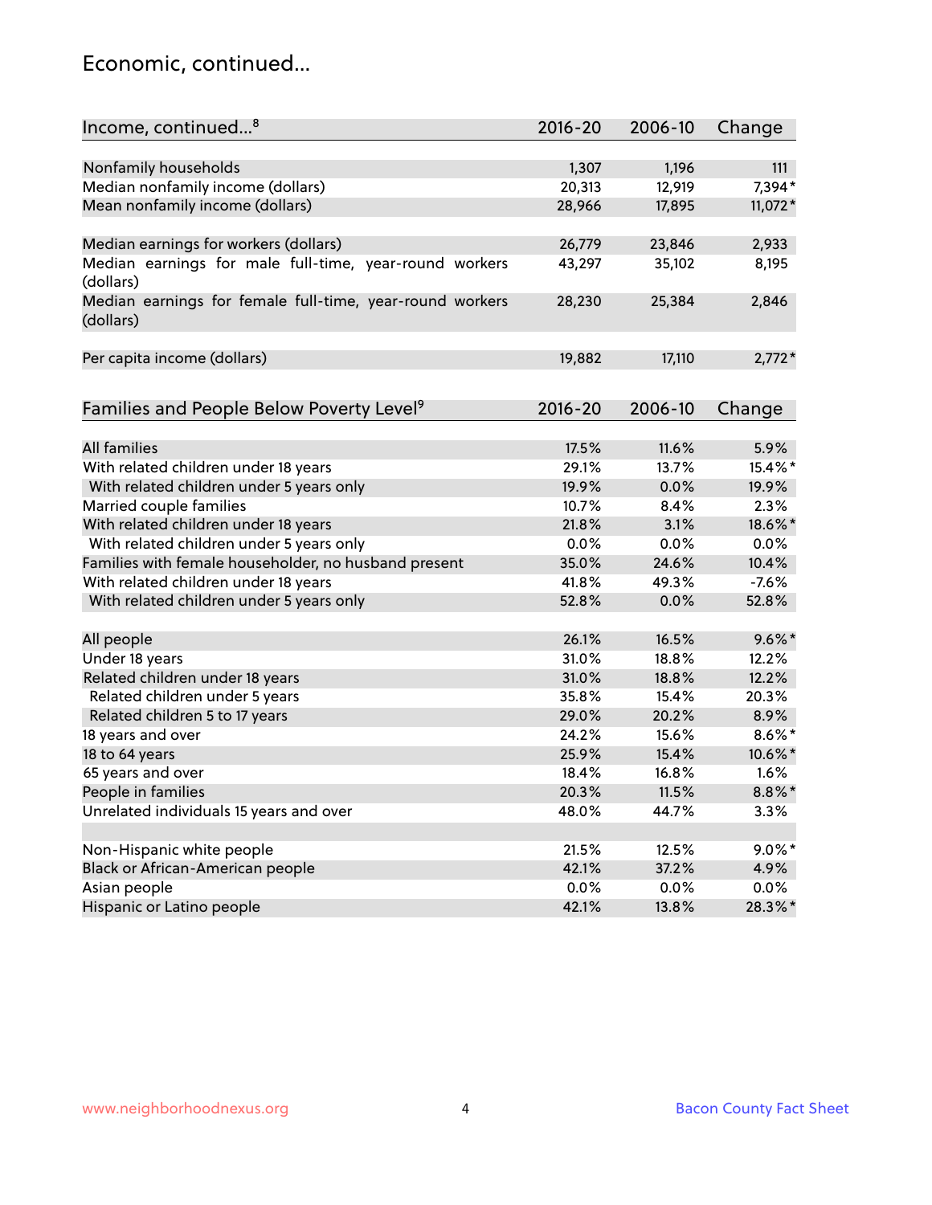## Economic, continued...

| Income, continued...[8] | 2016-20 | 2006-10 | Change |
|---|---|---|---|
| Nonfamily households | 1,307 | 1,196 | 111 |
| Median nonfamily income (dollars) | 20,313 | 12,919 | 7,394* |
| Mean nonfamily income (dollars) | 28,966 | 17,895 | 11,072* |
| | | | |
| Median earnings for workers (dollars) | 26,779 | 23,846 | 2,933 |
| Median earnings for male full-time, year-round workers (dollars) | 43,297 | 35,102 | 8,195 |
| Median earnings for female full-time, year-round workers (dollars) | 28,230 | 25,384 | 2,846 |
| | | | |
| Per capita income (dollars) | 19,882 | 17,110 | 2,772* |

| Families and People Below Poverty Level[9] | 2016-20 | 2006-10 | Change |
|---|---|---|---|
| All families | 17.5% | 11.6% | 5.9% |
| With related children under 18 years | 29.1% | 13.7% | 15.4%* |
| With related children under 5 years only | 19.9% | 0.0% | 19.9% |
| Married couple families | 10.7% | 8.4% | 2.3% |
| With related children under 18 years | 21.8% | 3.1% | 18.6%* |
| With related children under 5 years only | 0.0% | 0.0% | 0.0% |
| Families with female householder, no husband present | 35.0% | 24.6% | 10.4% |
| With related children under 18 years | 41.8% | 49.3% | -7.6% |
| With related children under 5 years only | 52.8% | 0.0% | 52.8% |
| | | | |
| All people | 26.1% | 16.5% | 9.6%* |
| Under 18 years | 31.0% | 18.8% | 12.2% |
| Related children under 18 years | 31.0% | 18.8% | 12.2% |
| Related children under 5 years | 35.8% | 15.4% | 20.3% |
| Related children 5 to 17 years | 29.0% | 20.2% | 8.9% |
| 18 years and over | 24.2% | 15.6% | 8.6%* |
| 18 to 64 years | 25.9% | 15.4% | 10.6%* |
| 65 years and over | 18.4% | 16.8% | 1.6% |
| People in families | 20.3% | 11.5% | 8.8%* |
| Unrelated individuals 15 years and over | 48.0% | 44.7% | 3.3% |
| | | | |
| Non-Hispanic white people | 21.5% | 12.5% | 9.0%* |
| Black or African-American people | 42.1% | 37.2% | 4.9% |
| Asian people | 0.0% | 0.0% | 0.0% |
| Hispanic or Latino people | 42.1% | 13.8% | 28.3%* |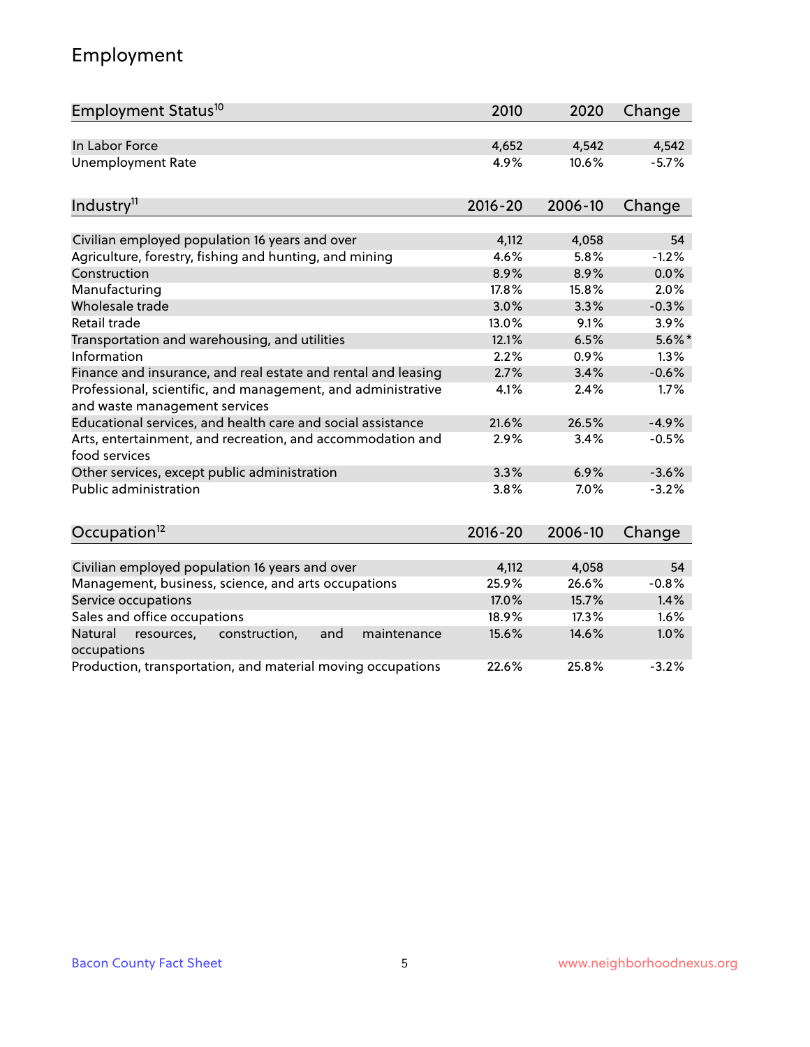## Employment

| Employment Status[10] | 2010 | 2020 | Change |
|---|---|---|---|
| In Labor Force | 4,652 | 4,542 | 4,542 |
| Unemployment Rate | 4.9% | 10.6% | -5.7% |

| Industry[11] | 2016-20 | 2006-10 | Change |
|---|---|---|---|
| Civilian employed population 16 years and over | 4,112 | 4,058 | 54 |
| Agriculture, forestry, fishing and hunting, and mining | 4.6% | 5.8% | -1.2% |
| Construction | 8.9% | 8.9% | 0.0% |
| Manufacturing | 17.8% | 15.8% | 2.0% |
| Wholesale trade | 3.0% | 3.3% | -0.3% |
| Retail trade | 13.0% | 9.1% | 3.9% |
| Transportation and warehousing, and utilities | 12.1% | 6.5% | 5.6%* |
| Information | 2.2% | 0.9% | 1.3% |
| Finance and insurance, and real estate and rental and leasing | 2.7% | 3.4% | -0.6% |
| Professional, scientific, and management, and administrative and waste management services | 4.1% | 2.4% | 1.7% |
| Educational services, and health care and social assistance | 21.6% | 26.5% | -4.9% |
| Arts, entertainment, and recreation, and accommodation and food services | 2.9% | 3.4% | -0.5% |
| Other services, except public administration | 3.3% | 6.9% | -3.6% |
| Public administration | 3.8% | 7.0% | -3.2% |

| Occupation[12] | 2016-20 | 2006-10 | Change |
|---|---|---|---|
| Civilian employed population 16 years and over | 4,112 | 4,058 | 54 |
| Management, business, science, and arts occupations | 25.9% | 26.6% | -0.8% |
| Service occupations | 17.0% | 15.7% | 1.4% |
| Sales and office occupations | 18.9% | 17.3% | 1.6% |
| Natural resources, construction, and maintenance occupations | 15.6% | 14.6% | 1.0% |
| Production, transportation, and material moving occupations | 22.6% | 25.8% | -3.2% |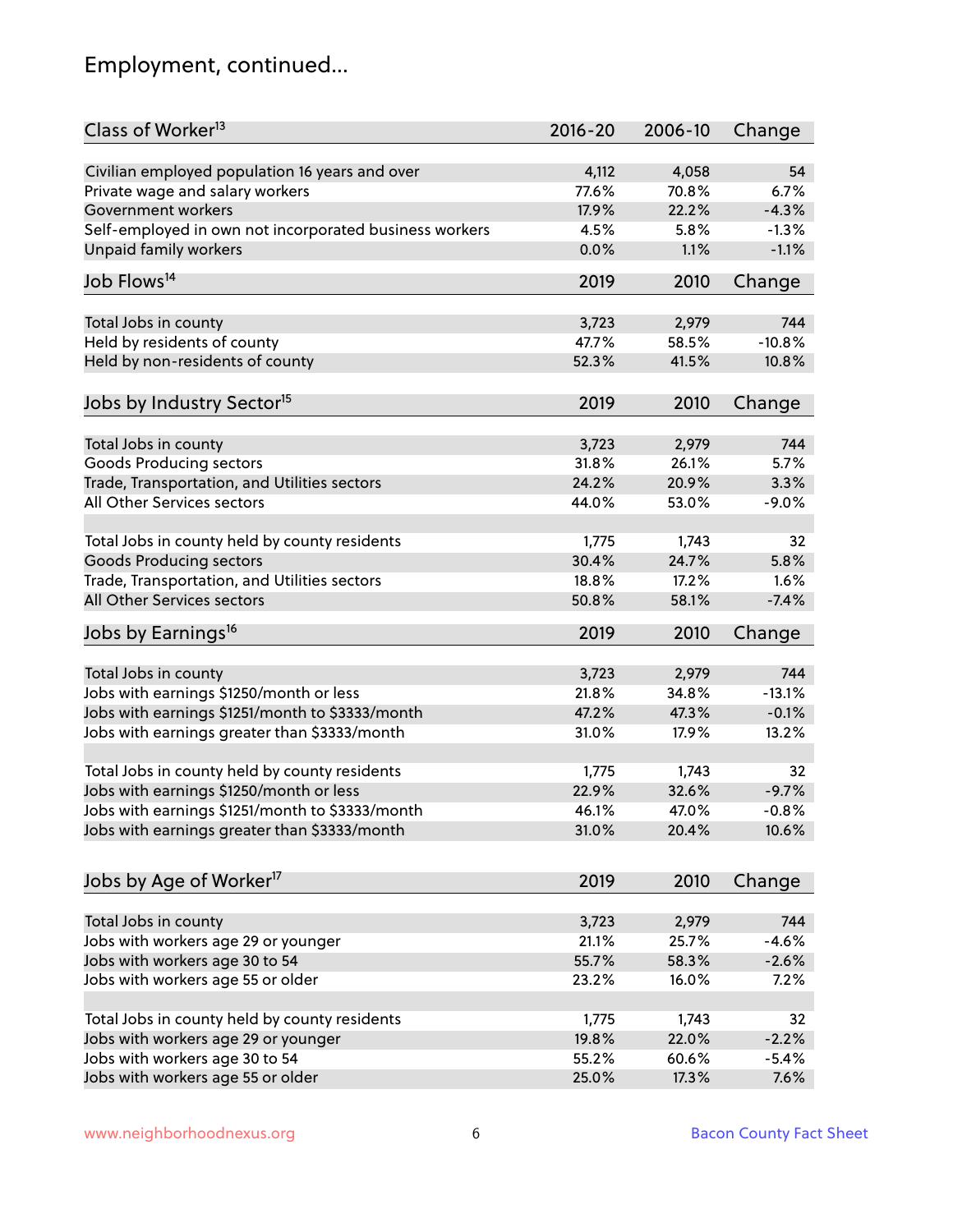# Employment, continued...

| Class of Worker[13] | 2016-20 | 2006-10 | Change |
|---|---|---|---|
| Civilian employed population 16 years and over | 4,112 | 4,058 | 54 |
| Private wage and salary workers | 77.6% | 70.8% | 6.7% |
| Government workers | 17.9% | 22.2% | -4.3% |
| Self-employed in own not incorporated business workers | 4.5% | 5.8% | -1.3% |
| Unpaid family workers | 0.0% | 1.1% | -1.1% |

| Job Flows[14] | 2019 | 2010 | Change |
|---|---|---|---|
| Total Jobs in county | 3,723 | 2,979 | 744 |
| Held by residents of county | 47.7% | 58.5% | -10.8% |
| Held by non-residents of county | 52.3% | 41.5% | 10.8% |

| Jobs by Industry Sector[15] | 2019 | 2010 | Change |
|---|---|---|---|
| Total Jobs in county | 3,723 | 2,979 | 744 |
| Goods Producing sectors | 31.8% | 26.1% | 5.7% |
| Trade, Transportation, and Utilities sectors | 24.2% | 20.9% | 3.3% |
| All Other Services sectors | 44.0% | 53.0% | -9.0% |
| | | | |
| Total Jobs in county held by county residents | 1,775 | 1,743 | 32 |
| Goods Producing sectors | 30.4% | 24.7% | 5.8% |
| Trade, Transportation, and Utilities sectors | 18.8% | 17.2% | 1.6% |
| All Other Services sectors | 50.8% | 58.1% | -7.4% |

| Jobs by Earnings[16] | 2019 | 2010 | Change |
|---|---|---|---|
| Total Jobs in county | 3,723 | 2,979 | 744 |
| Jobs with earnings $1250/month or less | 21.8% | 34.8% | -13.1% |
| Jobs with earnings $1251/month to $3333/month | 47.2% | 47.3% | -0.1% |
| Jobs with earnings greater than $3333/month | 31.0% | 17.9% | 13.2% |
| | | | |
| Total Jobs in county held by county residents | 1,775 | 1,743 | 32 |
| Jobs with earnings $1250/month or less | 22.9% | 32.6% | -9.7% |
| Jobs with earnings $1251/month to $3333/month | 46.1% | 47.0% | -0.8% |
| Jobs with earnings greater than $3333/month | 31.0% | 20.4% | 10.6% |

| Jobs by Age of Worker[17] | 2019 | 2010 | Change |
|---|---|---|---|
| Total Jobs in county | 3,723 | 2,979 | 744 |
| Jobs with workers age 29 or younger | 21.1% | 25.7% | -4.6% |
| Jobs with workers age 30 to 54 | 55.7% | 58.3% | -2.6% |
| Jobs with workers age 55 or older | 23.2% | 16.0% | 7.2% |
| | | | |
| Total Jobs in county held by county residents | 1,775 | 1,743 | 32 |
| Jobs with workers age 29 or younger | 19.8% | 22.0% | -2.2% |
| Jobs with workers age 30 to 54 | 55.2% | 60.6% | -5.4% |
| Jobs with workers age 55 or older | 25.0% | 17.3% | 7.6% |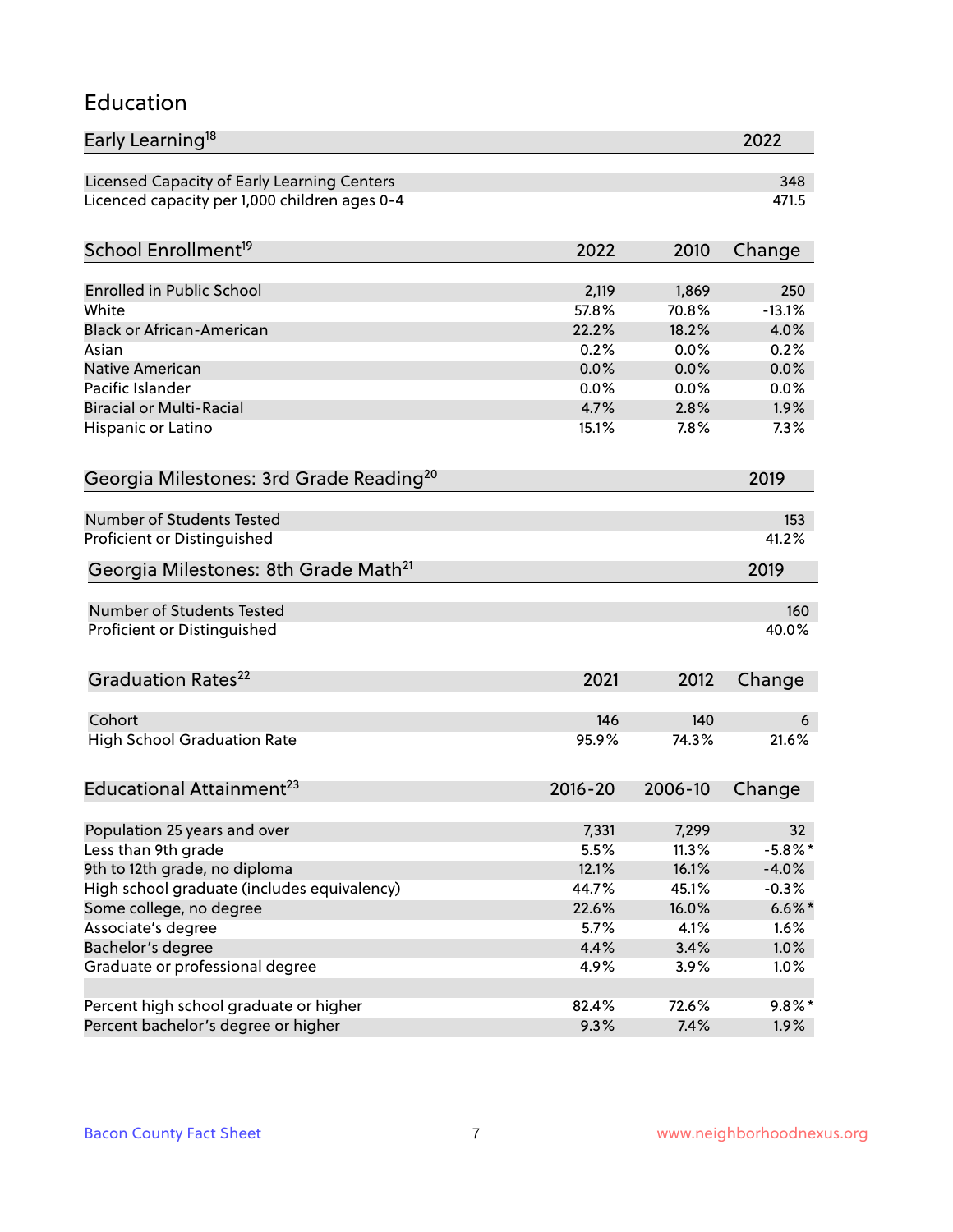## Education

| Early Learning[18] | 2022 |
|---|---|
| Licensed Capacity of Early Learning Centers | 348 |
| Licenced capacity per 1,000 children ages 0-4 | 471.5 |

| School Enrollment[19] | 2022 | 2010 | Change |
|---|---|---|---|
| Enrolled in Public School | 2,119 | 1,869 | 250 |
| White | 57.8% | 70.8% | -13.1% |
| Black or African-American | 22.2% | 18.2% | 4.0% |
| Asian | 0.2% | 0.0% | 0.2% |
| Native American | 0.0% | 0.0% | 0.0% |
| Pacific Islander | 0.0% | 0.0% | 0.0% |
| Biracial or Multi-Racial | 4.7% | 2.8% | 1.9% |
| Hispanic or Latino | 15.1% | 7.8% | 7.3% |

| Georgia Milestones: 3rd Grade Reading[20] | 2019 |
|---|---|
| Number of Students Tested | 153 |
| Proficient or Distinguished | 41.2% |

| Georgia Milestones: 8th Grade Math[21] | 2019 |
|---|---|
| Number of Students Tested | 160 |
| Proficient or Distinguished | 40.0% |

| Graduation Rates[22] | 2021 | 2012 | Change |
|---|---|---|---|
| Cohort | 146 | 140 | 6 |
| High School Graduation Rate | 95.9% | 74.3% | 21.6% |

| Educational Attainment[23] | 2016-20 | 2006-10 | Change |
|---|---|---|---|
| Population 25 years and over | 7,331 | 7,299 | 32 |
| Less than 9th grade | 5.5% | 11.3% | -5.8%* |
| 9th to 12th grade, no diploma | 12.1% | 16.1% | -4.0% |
| High school graduate (includes equivalency) | 44.7% | 45.1% | -0.3% |
| Some college, no degree | 22.6% | 16.0% | 6.6%* |
| Associate's degree | 5.7% | 4.1% | 1.6% |
| Bachelor's degree | 4.4% | 3.4% | 1.0% |
| Graduate or professional degree | 4.9% | 3.9% | 1.0% |
| | | | |
| Percent high school graduate or higher | 82.4% | 72.6% | 9.8%* |
| Percent bachelor's degree or higher | 9.3% | 7.4% | 1.9% |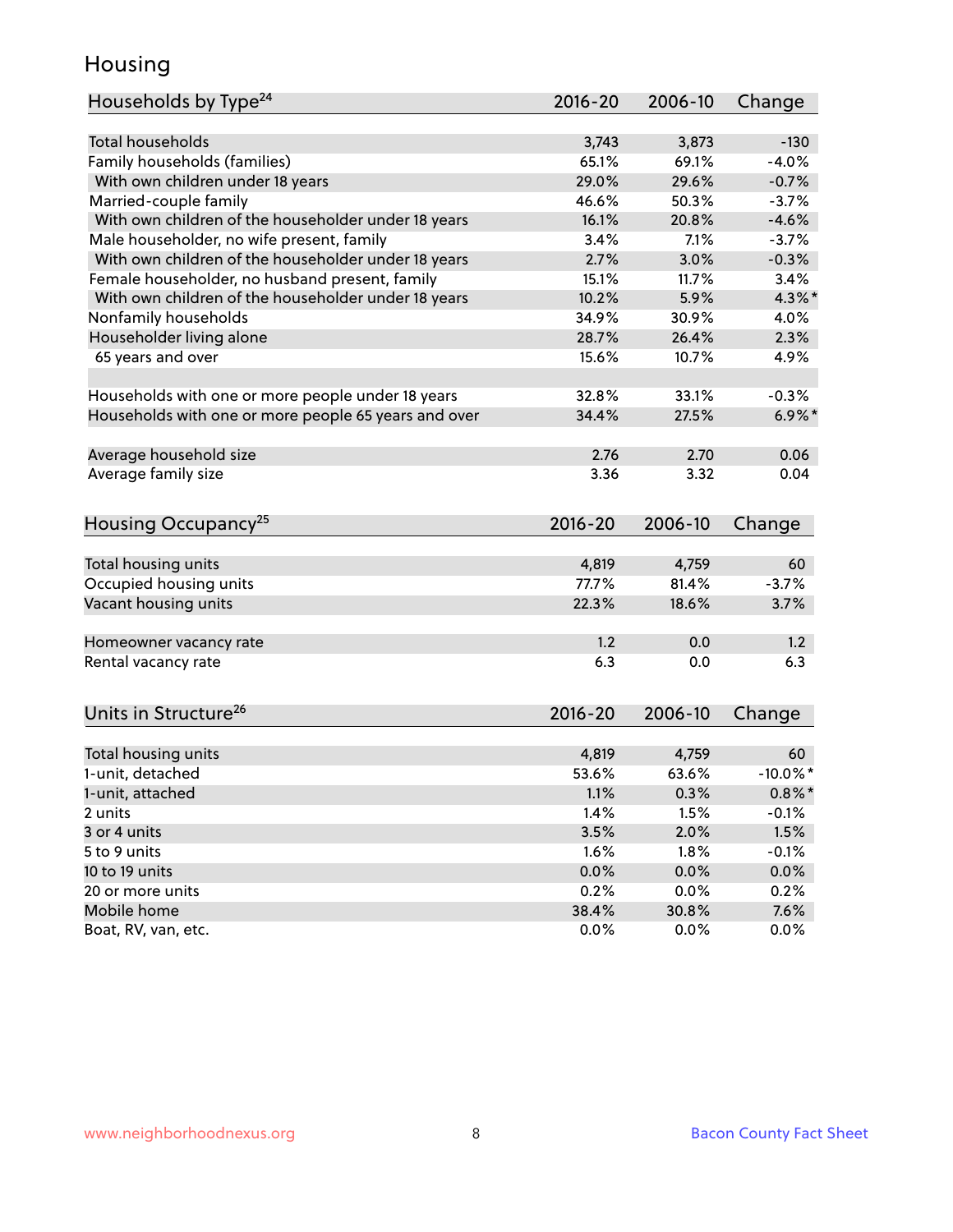## Housing

| Households by Type[24] | 2016-20 | 2006-10 | Change |
|---|---|---|---|
| Total households | 3,743 | 3,873 | -130 |
| Family households (families) | 65.1% | 69.1% | -4.0% |
| With own children under 18 years | 29.0% | 29.6% | -0.7% |
| Married-couple family | 46.6% | 50.3% | -3.7% |
| With own children of the householder under 18 years | 16.1% | 20.8% | -4.6% |
| Male householder, no wife present, family | 3.4% | 7.1% | -3.7% |
| With own children of the householder under 18 years | 2.7% | 3.0% | -0.3% |
| Female householder, no husband present, family | 15.1% | 11.7% | 3.4% |
| With own children of the householder under 18 years | 10.2% | 5.9% | 4.3%* |
| Nonfamily households | 34.9% | 30.9% | 4.0% |
| Householder living alone | 28.7% | 26.4% | 2.3% |
| 65 years and over | 15.6% | 10.7% | 4.9% |
| | | | |
| Households with one or more people under 18 years | 32.8% | 33.1% | -0.3% |
| Households with one or more people 65 years and over | 34.4% | 27.5% | 6.9%* |
| | | | |
| Average household size | 2.76 | 2.70 | 0.06 |
| Average family size | 3.36 | 3.32 | 0.04 |

| Housing Occupancy[25] | 2016-20 | 2006-10 | Change |
|---|---|---|---|
| Total housing units | 4,819 | 4,759 | 60 |
| Occupied housing units | 77.7% | 81.4% | -3.7% |
| Vacant housing units | 22.3% | 18.6% | 3.7% |
| | | | |
| Homeowner vacancy rate | 1.2 | 0.0 | 1.2 |
| Rental vacancy rate | 6.3 | 0.0 | 6.3 |

| Units in Structure[26] | 2016-20 | 2006-10 | Change |
|---|---|---|---|
| Total housing units | 4,819 | 4,759 | 60 |
| 1-unit, detached | 53.6% | 63.6% | -10.0%* |
| 1-unit, attached | 1.1% | 0.3% | 0.8%* |
| 2 units | 1.4% | 1.5% | -0.1% |
| 3 or 4 units | 3.5% | 2.0% | 1.5% |
| 5 to 9 units | 1.6% | 1.8% | -0.1% |
| 10 to 19 units | 0.0% | 0.0% | 0.0% |
| 20 or more units | 0.2% | 0.0% | 0.2% |
| Mobile home | 38.4% | 30.8% | 7.6% |
| Boat, RV, van, etc. | 0.0% | 0.0% | 0.0% |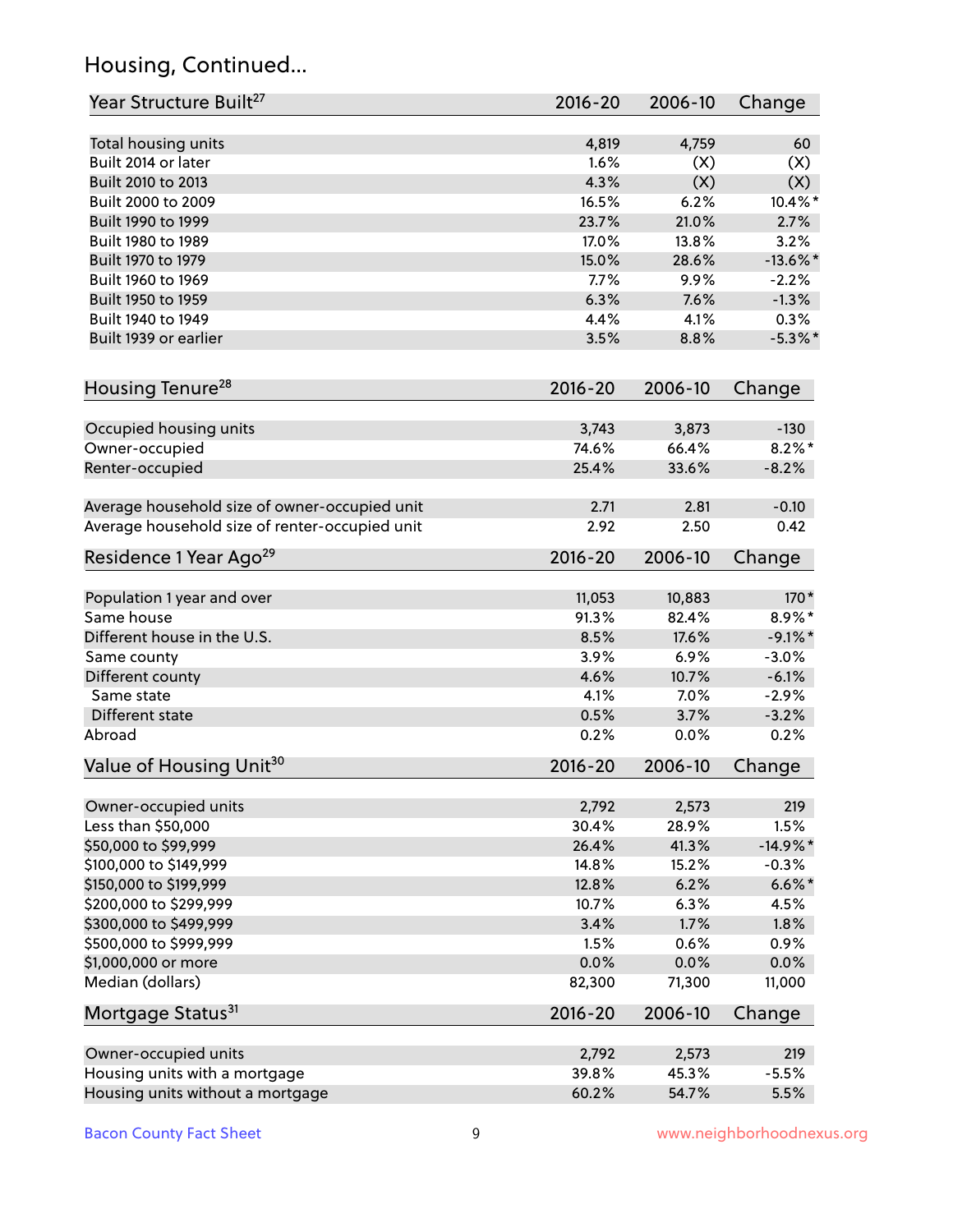## Housing, Continued...

| Year Structure Built[27] | 2016-20 | 2006-10 | Change |
|---|---|---|---|
| Total housing units | 4,819 | 4,759 | 60 |
| Built 2014 or later | 1.6% | (X) | (X) |
| Built 2010 to 2013 | 4.3% | (X) | (X) |
| Built 2000 to 2009 | 16.5% | 6.2% | 10.4%* |
| Built 1990 to 1999 | 23.7% | 21.0% | 2.7% |
| Built 1980 to 1989 | 17.0% | 13.8% | 3.2% |
| Built 1970 to 1979 | 15.0% | 28.6% | -13.6%* |
| Built 1960 to 1969 | 7.7% | 9.9% | -2.2% |
| Built 1950 to 1959 | 6.3% | 7.6% | -1.3% |
| Built 1940 to 1949 | 4.4% | 4.1% | 0.3% |
| Built 1939 or earlier | 3.5% | 8.8% | -5.3%* |

| Housing Tenure[28] | 2016-20 | 2006-10 | Change |
|---|---|---|---|
| Occupied housing units | 3,743 | 3,873 | -130 |
| Owner-occupied | 74.6% | 66.4% | 8.2%* |
| Renter-occupied | 25.4% | 33.6% | -8.2% |
| Average household size of owner-occupied unit | 2.71 | 2.81 | -0.10 |
| Average household size of renter-occupied unit | 2.92 | 2.50 | 0.42 |

| Residence 1 Year Ago[29] | 2016-20 | 2006-10 | Change |
|---|---|---|---|
| Population 1 year and over | 11,053 | 10,883 | 170* |
| Same house | 91.3% | 82.4% | 8.9%* |
| Different house in the U.S. | 8.5% | 17.6% | -9.1%* |
| Same county | 3.9% | 6.9% | -3.0% |
| Different county | 4.6% | 10.7% | -6.1% |
| Same state | 4.1% | 7.0% | -2.9% |
| Different state | 0.5% | 3.7% | -3.2% |
| Abroad | 0.2% | 0.0% | 0.2% |

| Value of Housing Unit[30] | 2016-20 | 2006-10 | Change |
|---|---|---|---|
| Owner-occupied units | 2,792 | 2,573 | 219 |
| Less than $50,000 | 30.4% | 28.9% | 1.5% |
| $50,000 to $99,999 | 26.4% | 41.3% | -14.9%* |
| $100,000 to $149,999 | 14.8% | 15.2% | -0.3% |
| $150,000 to $199,999 | 12.8% | 6.2% | 6.6%* |
| $200,000 to $299,999 | 10.7% | 6.3% | 4.5% |
| $300,000 to $499,999 | 3.4% | 1.7% | 1.8% |
| $500,000 to $999,999 | 1.5% | 0.6% | 0.9% |
| $1,000,000 or more | 0.0% | 0.0% | 0.0% |
| Median (dollars) | 82,300 | 71,300 | 11,000 |

| Mortgage Status[31] | 2016-20 | 2006-10 | Change |
|---|---|---|---|
| Owner-occupied units | 2,792 | 2,573 | 219 |
| Housing units with a mortgage | 39.8% | 45.3% | -5.5% |
| Housing units without a mortgage | 60.2% | 54.7% | 5.5% |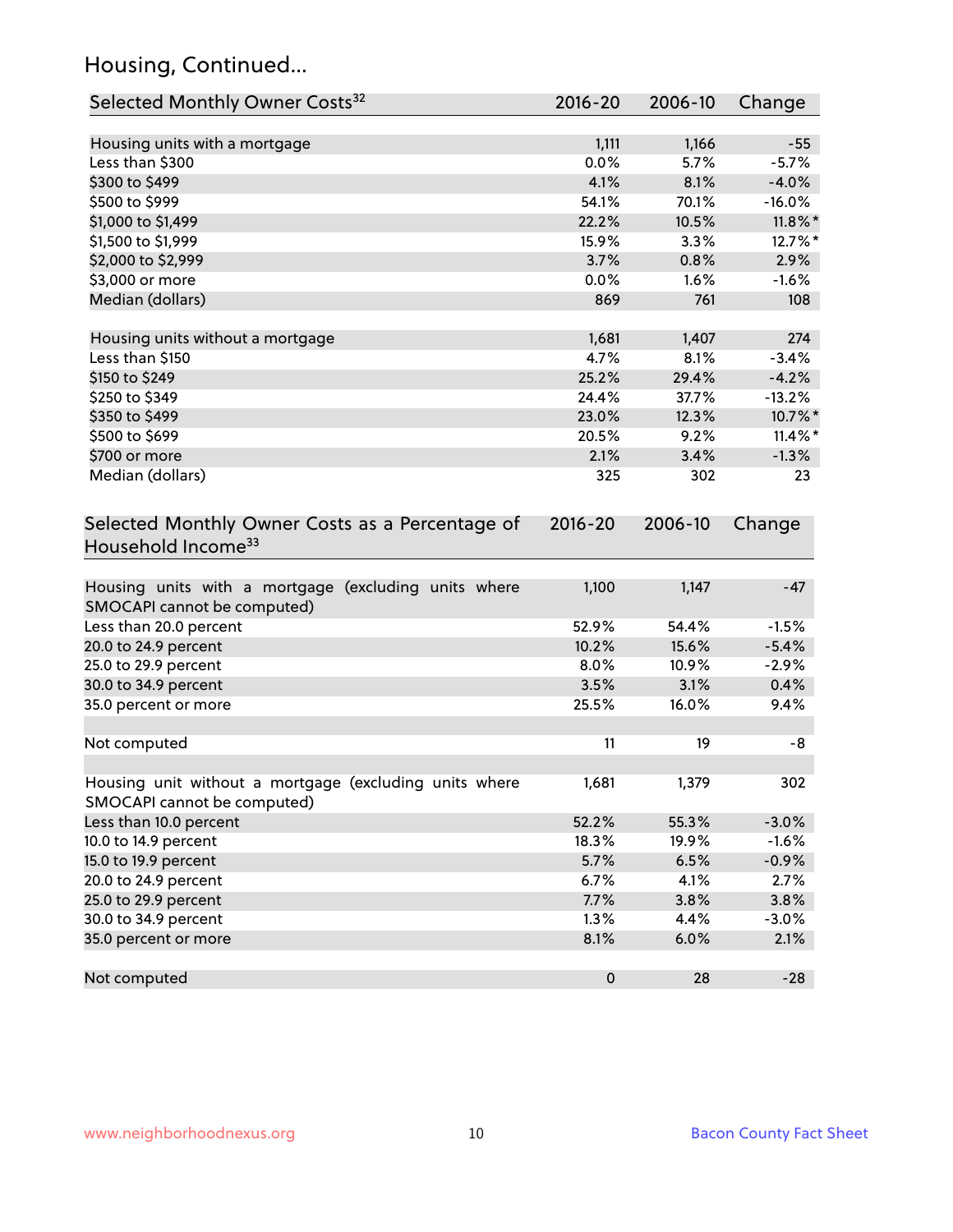## Housing, Continued...

| Selected Monthly Owner Costs[32] | 2016-20 | 2006-10 | Change |
|---|---|---|---|
| Housing units with a mortgage | 1,111 | 1,166 | -55 |
| Less than $300 | 0.0% | 5.7% | -5.7% |
| $300 to $499 | 4.1% | 8.1% | -4.0% |
| $500 to $999 | 54.1% | 70.1% | -16.0% |
| $1,000 to $1,499 | 22.2% | 10.5% | 11.8%* |
| $1,500 to $1,999 | 15.9% | 3.3% | 12.7%* |
| $2,000 to $2,999 | 3.7% | 0.8% | 2.9% |
| $3,000 or more | 0.0% | 1.6% | -1.6% |
| Median (dollars) | 869 | 761 | 108 |
| | | | |
| Housing units without a mortgage | 1,681 | 1,407 | 274 |
| Less than $150 | 4.7% | 8.1% | -3.4% |
| $150 to $249 | 25.2% | 29.4% | -4.2% |
| $250 to $349 | 24.4% | 37.7% | -13.2% |
| $350 to $499 | 23.0% | 12.3% | 10.7%* |
| $500 to $699 | 20.5% | 9.2% | 11.4%* |
| $700 or more | 2.1% | 3.4% | -1.3% |
| Median (dollars) | 325 | 302 | 23 |

| Selected Monthly Owner Costs as a Percentage of Household Income[33] | 2016-20 | 2006-10 | Change |
|---|---|---|---|
| Housing units with a mortgage (excluding units where SMOCAPI cannot be computed) | 1,100 | 1,147 | -47 |
| Less than 20.0 percent | 52.9% | 54.4% | -1.5% |
| 20.0 to 24.9 percent | 10.2% | 15.6% | -5.4% |
| 25.0 to 29.9 percent | 8.0% | 10.9% | -2.9% |
| 30.0 to 34.9 percent | 3.5% | 3.1% | 0.4% |
| 35.0 percent or more | 25.5% | 16.0% | 9.4% |
| | | | |
| Not computed | 11 | 19 | -8 |
| | | | |
| Housing unit without a mortgage (excluding units where SMOCAPI cannot be computed) | 1,681 | 1,379 | 302 |
| Less than 10.0 percent | 52.2% | 55.3% | -3.0% |
| 10.0 to 14.9 percent | 18.3% | 19.9% | -1.6% |
| 15.0 to 19.9 percent | 5.7% | 6.5% | -0.9% |
| 20.0 to 24.9 percent | 6.7% | 4.1% | 2.7% |
| 25.0 to 29.9 percent | 7.7% | 3.8% | 3.8% |
| 30.0 to 34.9 percent | 1.3% | 4.4% | -3.0% |
| 35.0 percent or more | 8.1% | 6.0% | 2.1% |
| | | | |
| Not computed | 0 | 28 | -28 |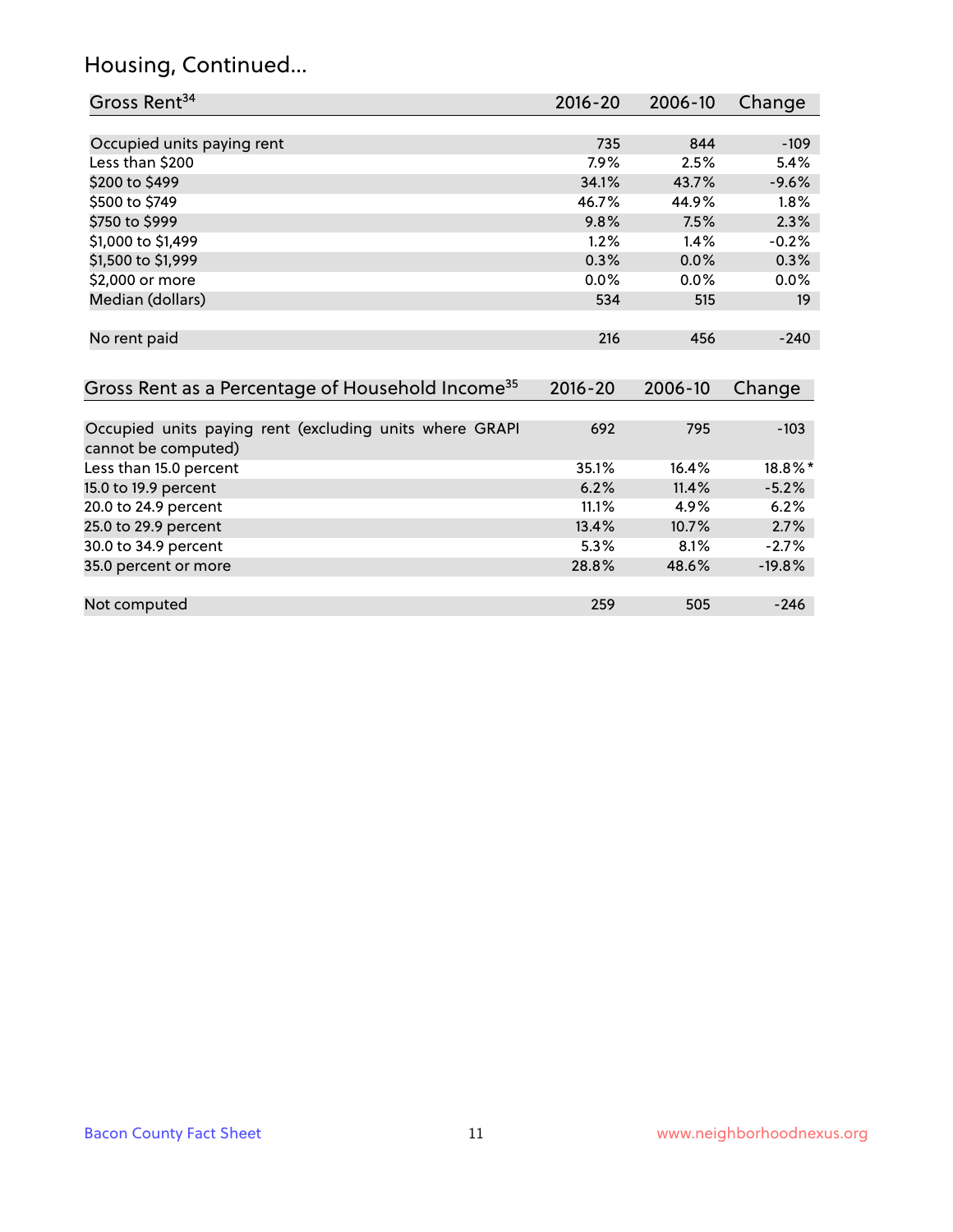## Housing, Continued...

| Gross Rent[34] | 2016-20 | 2006-10 | Change |
|---|---|---|---|
| Occupied units paying rent | 735 | 844 | -109 |
| Less than $200 | 7.9% | 2.5% | 5.4% |
| $200 to $499 | 34.1% | 43.7% | -9.6% |
| $500 to $749 | 46.7% | 44.9% | 1.8% |
| $750 to $999 | 9.8% | 7.5% | 2.3% |
| $1,000 to $1,499 | 1.2% | 1.4% | -0.2% |
| $1,500 to $1,999 | 0.3% | 0.0% | 0.3% |
| $2,000 or more | 0.0% | 0.0% | 0.0% |
| Median (dollars) | 534 | 515 | 19 |
| No rent paid | 216 | 456 | -240 |

| Gross Rent as a Percentage of Household Income[35] | 2016-20 | 2006-10 | Change |
|---|---|---|---|
| Occupied units paying rent (excluding units where GRAPI cannot be computed) | 692 | 795 | -103 |
| Less than 15.0 percent | 35.1% | 16.4% | 18.8%* |
| 15.0 to 19.9 percent | 6.2% | 11.4% | -5.2% |
| 20.0 to 24.9 percent | 11.1% | 4.9% | 6.2% |
| 25.0 to 29.9 percent | 13.4% | 10.7% | 2.7% |
| 30.0 to 34.9 percent | 5.3% | 8.1% | -2.7% |
| 35.0 percent or more | 28.8% | 48.6% | -19.8% |
| Not computed | 259 | 505 | -246 |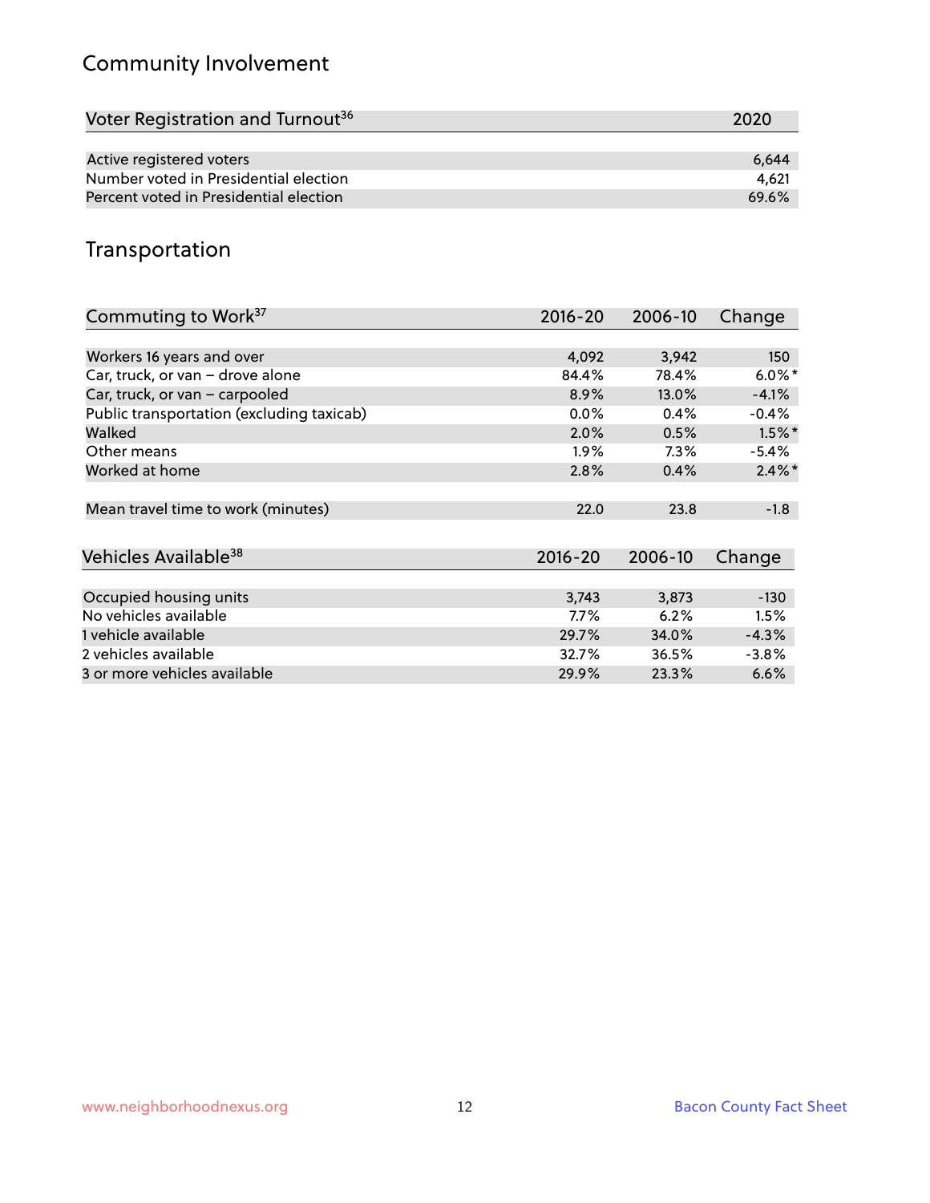## Community Involvement

| Voter Registration and Turnout[36] | 2020 |
|---|---|
| Active registered voters | 6,644 |
| Number voted in Presidential election | 4,621 |
| Percent voted in Presidential election | 69.6% |

## Transportation

| Commuting to Work[37] | 2016-20 | 2006-10 | Change |
|---|---|---|---|
| Workers 16 years and over | 4,092 | 3,942 | 150 |
| Car, truck, or van – drove alone | 84.4% | 78.4% | 6.0%* |
| Car, truck, or van – carpooled | 8.9% | 13.0% | -4.1% |
| Public transportation (excluding taxicab) | 0.0% | 0.4% | -0.4% |
| Walked | 2.0% | 0.5% | 1.5%* |
| Other means | 1.9% | 7.3% | -5.4% |
| Worked at home | 2.8% | 0.4% | 2.4%* |
| Mean travel time to work (minutes) | 22.0 | 23.8 | -1.8 |

| Vehicles Available[38] | 2016-20 | 2006-10 | Change |
|---|---|---|---|
| Occupied housing units | 3,743 | 3,873 | -130 |
| No vehicles available | 7.7% | 6.2% | 1.5% |
| 1 vehicle available | 29.7% | 34.0% | -4.3% |
| 2 vehicles available | 32.7% | 36.5% | -3.8% |
| 3 or more vehicles available | 29.9% | 23.3% | 6.6% |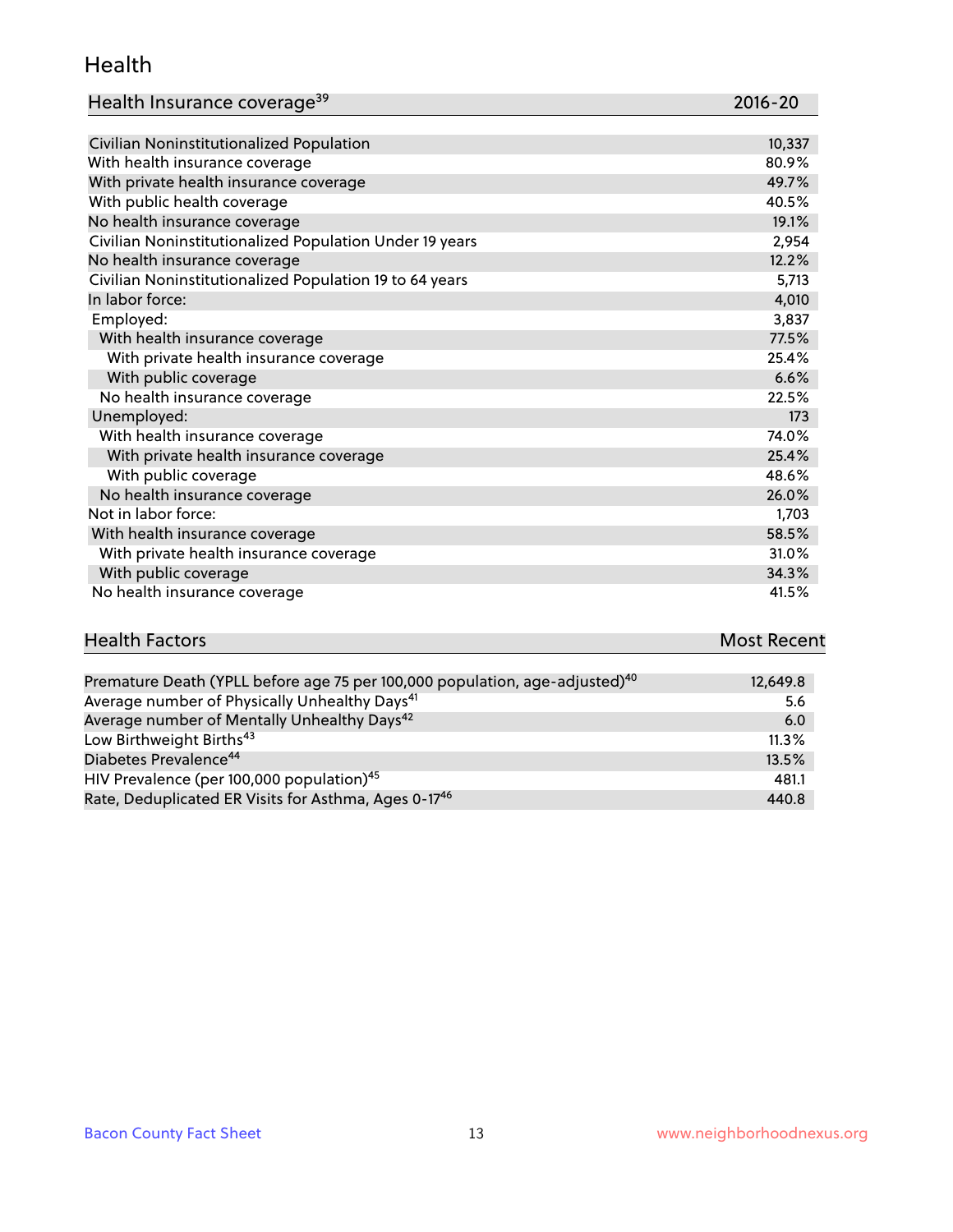## Health

| Health Insurance coverage[39] | 2016-20 |
| --- | --- |
| Civilian Noninstitutionalized Population | 10,337 |
| With health insurance coverage | 80.9% |
| With private health insurance coverage | 49.7% |
| With public health coverage | 40.5% |
| No health insurance coverage | 19.1% |
| Civilian Noninstitutionalized Population Under 19 years | 2,954 |
| No health insurance coverage | 12.2% |
| Civilian Noninstitutionalized Population 19 to 64 years | 5,713 |
| In labor force: | 4,010 |
| Employed: | 3,837 |
| With health insurance coverage | 77.5% |
| With private health insurance coverage | 25.4% |
| With public coverage | 6.6% |
| No health insurance coverage | 22.5% |
| Unemployed: | 173 |
| With health insurance coverage | 74.0% |
| With private health insurance coverage | 25.4% |
| With public coverage | 48.6% |
| No health insurance coverage | 26.0% |
| Not in labor force: | 1,703 |
| With health insurance coverage | 58.5% |
| With private health insurance coverage | 31.0% |
| With public coverage | 34.3% |
| No health insurance coverage | 41.5% |

| Health Factors | Most Recent |
| --- | --- |
| Premature Death (YPLL before age 75 per 100,000 population, age-adjusted)[40] | 12,649.8 |
| Average number of Physically Unhealthy Days[41] | 5.6 |
| Average number of Mentally Unhealthy Days[42] | 6.0 |
| Low Birthweight Births[43] | 11.3% |
| Diabetes Prevalence[44] | 13.5% |
| HIV Prevalence (per 100,000 population)[45] | 481.1 |
| Rate, Deduplicated ER Visits for Asthma, Ages 0-17[46] | 440.8 |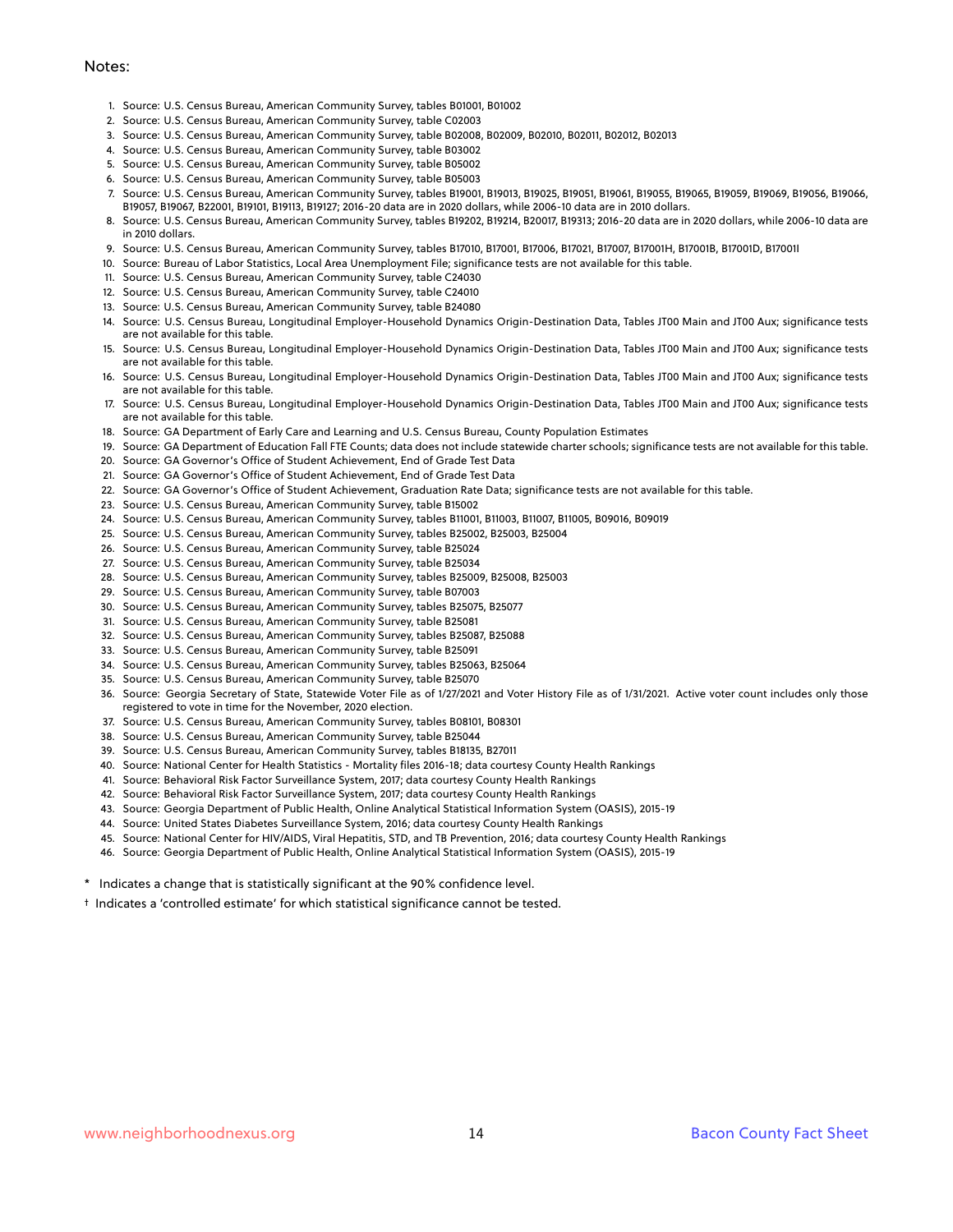Notes:

1. Source: U.S. Census Bureau, American Community Survey, tables B01001, B01002
2. Source: U.S. Census Bureau, American Community Survey, table C02003
3. Source: U.S. Census Bureau, American Community Survey, table B02008, B02009, B02010, B02011, B02012, B02013
4. Source: U.S. Census Bureau, American Community Survey, table B03002
5. Source: U.S. Census Bureau, American Community Survey, table B05002
6. Source: U.S. Census Bureau, American Community Survey, table B05003
7. Source: U.S. Census Bureau, American Community Survey, tables B19001, B19013, B19025, B19051, B19061, B19055, B19065, B19059, B19069, B19056, B19066, B19057, B19067, B22001, B19101, B19113, B19127; 2016-20 data are in 2020 dollars, while 2006-10 data are in 2010 dollars.
8. Source: U.S. Census Bureau, American Community Survey, tables B19202, B19214, B20017, B19313; 2016-20 data are in 2020 dollars, while 2006-10 data are in 2010 dollars.
9. Source: U.S. Census Bureau, American Community Survey, tables B17010, B17001, B17006, B17021, B17007, B17001H, B17001B, B17001D, B17001I
10. Source: Bureau of Labor Statistics, Local Area Unemployment File; significance tests are not available for this table.
11. Source: U.S. Census Bureau, American Community Survey, table C24030
12. Source: U.S. Census Bureau, American Community Survey, table C24010
13. Source: U.S. Census Bureau, American Community Survey, table B24080
14. Source: U.S. Census Bureau, Longitudinal Employer-Household Dynamics Origin-Destination Data, Tables JT00 Main and JT00 Aux; significance tests are not available for this table.
15. Source: U.S. Census Bureau, Longitudinal Employer-Household Dynamics Origin-Destination Data, Tables JT00 Main and JT00 Aux; significance tests are not available for this table.
16. Source: U.S. Census Bureau, Longitudinal Employer-Household Dynamics Origin-Destination Data, Tables JT00 Main and JT00 Aux; significance tests are not available for this table.
17. Source: U.S. Census Bureau, Longitudinal Employer-Household Dynamics Origin-Destination Data, Tables JT00 Main and JT00 Aux; significance tests are not available for this table.
18. Source: GA Department of Early Care and Learning and U.S. Census Bureau, County Population Estimates
19. Source: GA Department of Education Fall FTE Counts; data does not include statewide charter schools; significance tests are not available for this table.
20. Source: GA Governor's Office of Student Achievement, End of Grade Test Data
21. Source: GA Governor's Office of Student Achievement, End of Grade Test Data
22. Source: GA Governor's Office of Student Achievement, Graduation Rate Data; significance tests are not available for this table.
23. Source: U.S. Census Bureau, American Community Survey, table B15002
24. Source: U.S. Census Bureau, American Community Survey, tables B11001, B11003, B11007, B11005, B09016, B09019
25. Source: U.S. Census Bureau, American Community Survey, tables B25002, B25003, B25004
26. Source: U.S. Census Bureau, American Community Survey, table B25024
27. Source: U.S. Census Bureau, American Community Survey, table B25034
28. Source: U.S. Census Bureau, American Community Survey, tables B25009, B25008, B25003
29. Source: U.S. Census Bureau, American Community Survey, table B07003
30. Source: U.S. Census Bureau, American Community Survey, tables B25075, B25077
31. Source: U.S. Census Bureau, American Community Survey, table B25081
32. Source: U.S. Census Bureau, American Community Survey, tables B25087, B25088
33. Source: U.S. Census Bureau, American Community Survey, table B25091
34. Source: U.S. Census Bureau, American Community Survey, tables B25063, B25064
35. Source: U.S. Census Bureau, American Community Survey, table B25070
36. Source: Georgia Secretary of State, Statewide Voter File as of 1/27/2021 and Voter History File as of 1/31/2021. Active voter count includes only those registered to vote in time for the November, 2020 election.
37. Source: U.S. Census Bureau, American Community Survey, tables B08101, B08301
38. Source: U.S. Census Bureau, American Community Survey, table B25044
39. Source: U.S. Census Bureau, American Community Survey, tables B18135, B27011
40. Source: National Center for Health Statistics - Mortality files 2016-18; data courtesy County Health Rankings
41. Source: Behavioral Risk Factor Surveillance System, 2017; data courtesy County Health Rankings
42. Source: Behavioral Risk Factor Surveillance System, 2017; data courtesy County Health Rankings
43. Source: Georgia Department of Public Health, Online Analytical Statistical Information System (OASIS), 2015-19
44. Source: United States Diabetes Surveillance System, 2016; data courtesy County Health Rankings
45. Source: National Center for HIV/AIDS, Viral Hepatitis, STD, and TB Prevention, 2016; data courtesy County Health Rankings
46. Source: Georgia Department of Public Health, Online Analytical Statistical Information System (OASIS), 2015-19

\* Indicates a change that is statistically significant at the 90% confidence level.

† Indicates a 'controlled estimate' for which statistical significance cannot be tested.